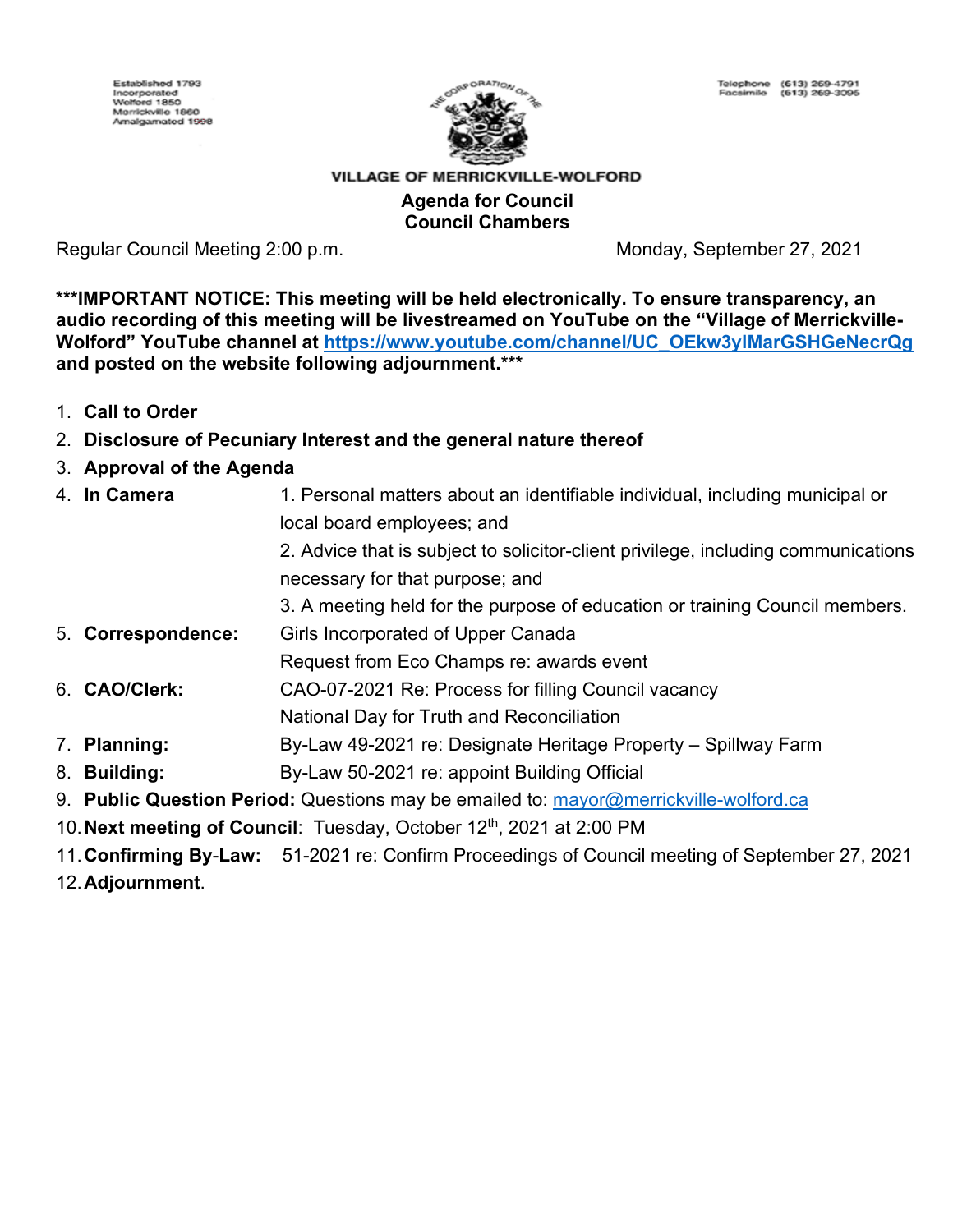Established 1793
Incorporated
Wolford 1850
Merrickville 1860
Amalgamated 1998

THE CORPORATION OF THE

Telephone (613) 269-4791
Facsimile (613) 269-3096

**VILLAGE OF MERRICKVILLE-WOLFORD**

## Agenda for Council
## Council Chambers

Regular Council Meeting 2:00 p.m. Monday, September 27, 2021

**\*\*\*IMPORTANT NOTICE: This meeting will be held electronically. To ensure transparency, an audio recording of this meeting will be livestreamed on YouTube on the "Village of Merrickville-Wolford" YouTube channel at https://www.youtube.com/channel/UC_OEkw3ylMarGSHGeNecrQg and posted on the website following adjournment.\*\*\***

1. **Call to Order**
2. **Disclosure of Pecuniary Interest and the general nature thereof**
3. **Approval of the Agenda**
4. **In Camera**
   1. Personal matters about an identifiable individual, including municipal or local board employees; and
   2. Advice that is subject to solicitor-client privilege, including communications necessary for that purpose; and
   3. A meeting held for the purpose of education or training Council members.
5. **Correspondence:**
   - Girls Incorporated of Upper Canada
   - Request from Eco Champs re: awards event
6. **CAO/Clerk:**
   - CAO-07-2021 Re: Process for filling Council vacancy
   - National Day for Truth and Reconciliation
7. **Planning:** By-Law 49-2021 re: Designate Heritage Property – Spillway Farm
8. **Building:** By-Law 50-2021 re: appoint Building Official
9. **Public Question Period:** Questions may be emailed to: mayor@merrickville-wolford.ca
10. **Next meeting of Council**: Tuesday, October 12th, 2021 at 2:00 PM
11. **Confirming By-Law:** 51-2021 re: Confirm Proceedings of Council meeting of September 27, 2021
12. **Adjournment**.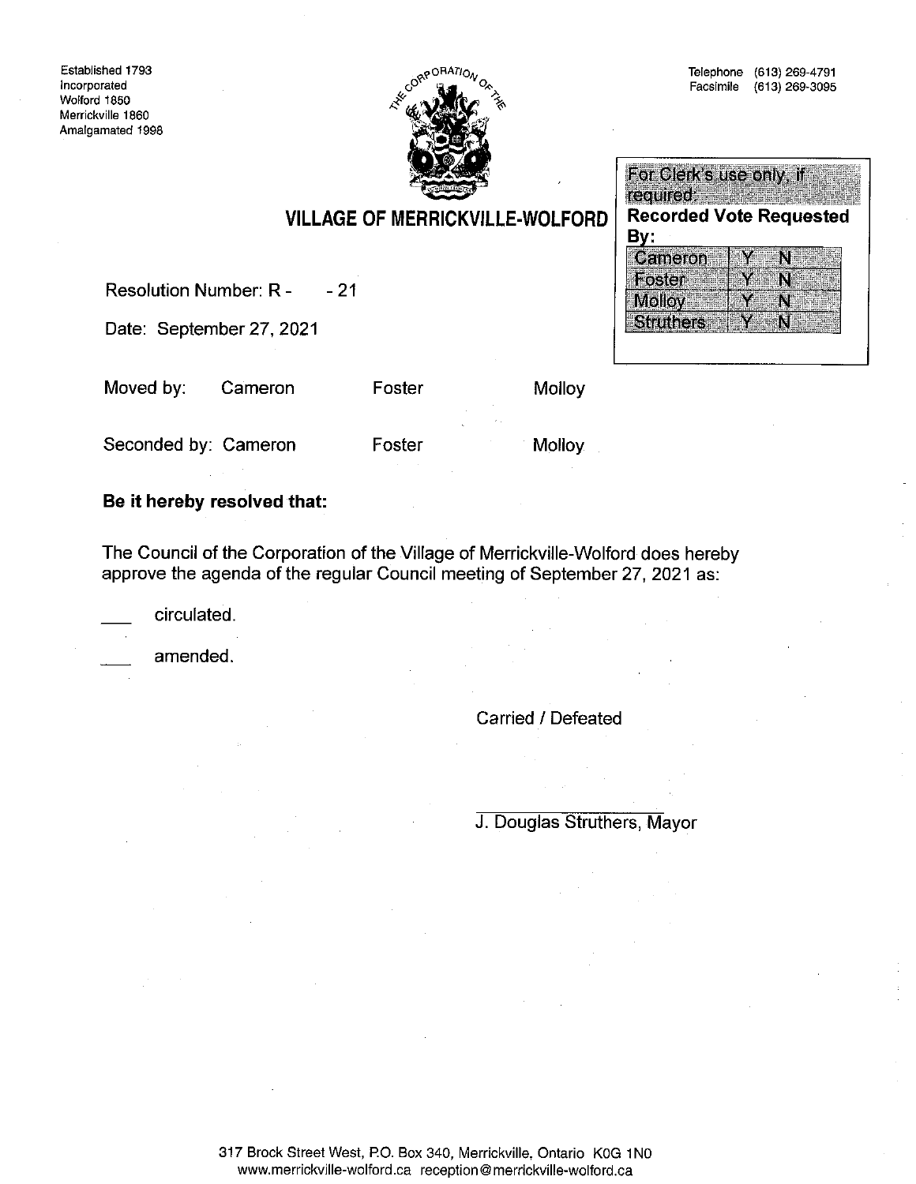Established 1793
Incorporated
Wolford 1850
Merrickville 1860
Amalgamated 1998

Telephone (613) 269-4791
Facsimile (613) 269-3095

THE CORPORATION OF THE

## VILLAGE OF MERRICKVILLE-WOLFORD

| For Clerk's use only, if required: | | |
|---|---|---|
| **Recorded Vote Requested By:** | | |
| Cameron | Y | N |
| Foster | Y | N |
| Molloy | Y | N |
| Struthers | Y | N |

Resolution Number: R - &nbsp;&nbsp;&nbsp; - 21

Date: September 27, 2021

Moved by: Cameron Foster Molloy

Seconded by: Cameron Foster Molloy

**Be it hereby resolved that:**

The Council of the Corporation of the Village of Merrickville-Wolford does hereby approve the agenda of the regular Council meeting of September 27, 2021 as:

___ circulated.

___ amended.

Carried / Defeated

J. Douglas Struthers, Mayor

317 Brock Street West, P.O. Box 340, Merrickville, Ontario K0G 1N0
www.merrickville-wolford.ca reception@merrickville-wolford.ca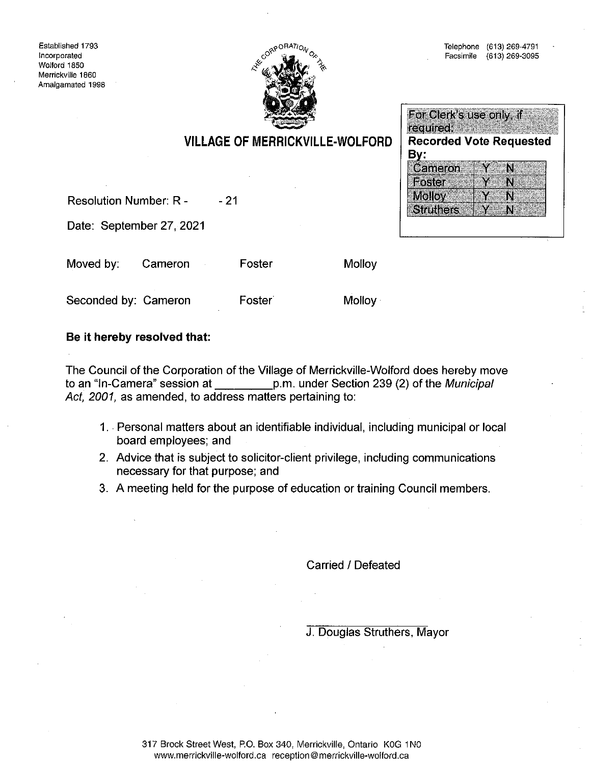Established 1793
Incorporated
Wolford 1850
Merrickville 1860
Amalgamated 1998

Telephone (613) 269-4791
Facsimile (613) 269-3095

## VILLAGE OF MERRICKVILLE-WOLFORD

| For Clerk's use only, if required: | |
|---|---|
| **Recorded Vote Requested By:** | |
| Cameron | Y N |
| Foster | Y N |
| Molloy | Y N |
| Struthers | Y N |

Resolution Number: R - -21

Date: September 27, 2021

Moved by: Cameron Foster Molloy

Seconded by: Cameron Foster Molloy

**Be it hereby resolved that:**

The Council of the Corporation of the Village of Merrickville-Wolford does hereby move to an "In-Camera" session at _________p.m. under Section 239 (2) of the *Municipal Act, 2001,* as amended, to address matters pertaining to:

1. Personal matters about an identifiable individual, including municipal or local board employees; and
2. Advice that is subject to solicitor-client privilege, including communications necessary for that purpose; and
3. A meeting held for the purpose of education or training Council members.

Carried / Defeated

J. Douglas Struthers, Mayor

317 Brock Street West, P.O. Box 340, Merrickville, Ontario K0G 1N0
www.merrickville-wolford.ca reception@merrickville-wolford.ca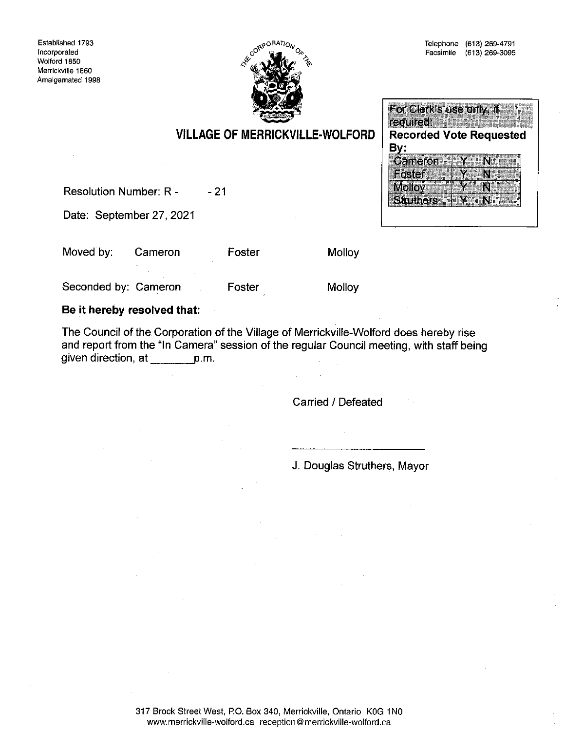Established 1793
Incorporated
Wolford 1850
Merrickville 1860
Amalgamated 1998

Telephone (613) 269-4791
Facsimile (613) 269-3095

## VILLAGE OF MERRICKVILLE-WOLFORD

| For Clerk's use only, if required: | |
|---|---|
| **Recorded Vote Requested By:** | |
| Cameron | Y N |
| Foster | Y N |
| Molloy | Y N |
| Struthers | Y N |

Resolution Number: R - - 21

Date: September 27, 2021

Moved by: Cameron Foster Molloy

Seconded by: Cameron Foster Molloy

**Be it hereby resolved that:**

The Council of the Corporation of the Village of Merrickville-Wolford does hereby rise and report from the "In Camera" session of the regular Council meeting, with staff being given direction, at _______p.m.

Carried / Defeated

______________________

J. Douglas Struthers, Mayor

317 Brock Street West, P.O. Box 340, Merrickville, Ontario K0G 1N0
www.merrickville-wolford.ca reception@merrickville-wolford.ca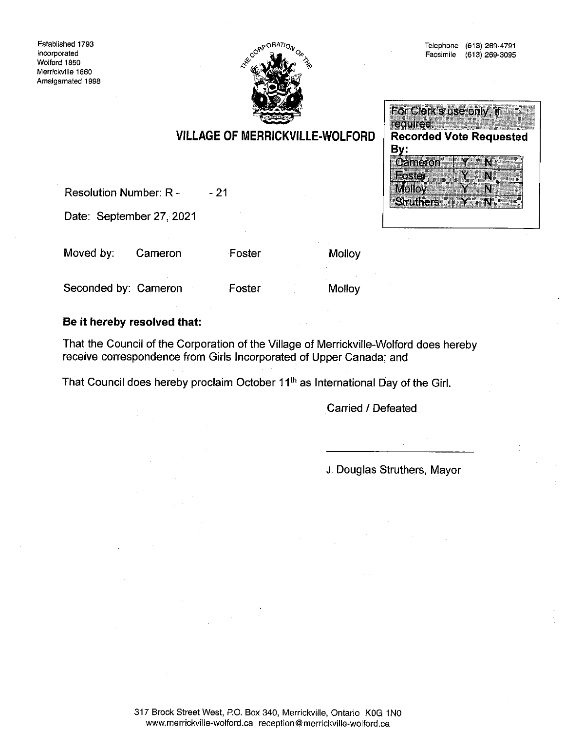Established 1793
Incorporated
Wolford 1850
Merrickville 1860
Amalgamated 1998

Telephone (613) 269-4791
Facsimile (613) 269-3095

# VILLAGE OF MERRICKVILLE-WOLFORD

| For Clerk's use only, if required: | |
|---|---|
| **Recorded Vote Requested By:** | |
| Cameron | Y N |
| Foster | Y N |
| Molloy | Y N |
| Struthers | Y N |

Resolution Number: R - - 21

Date: September 27, 2021

Moved by: Cameron Foster Molloy

Seconded by: Cameron Foster Molloy

**Be it hereby resolved that:**

That the Council of the Corporation of the Village of Merrickville-Wolford does hereby receive correspondence from Girls Incorporated of Upper Canada; and

That Council does hereby proclaim October 11th as International Day of the Girl.

Carried / Defeated

J. Douglas Struthers, Mayor

317 Brock Street West, P.O. Box 340, Merrickville, Ontario K0G 1N0
www.merrickville-wolford.ca reception@merrickville-wolford.ca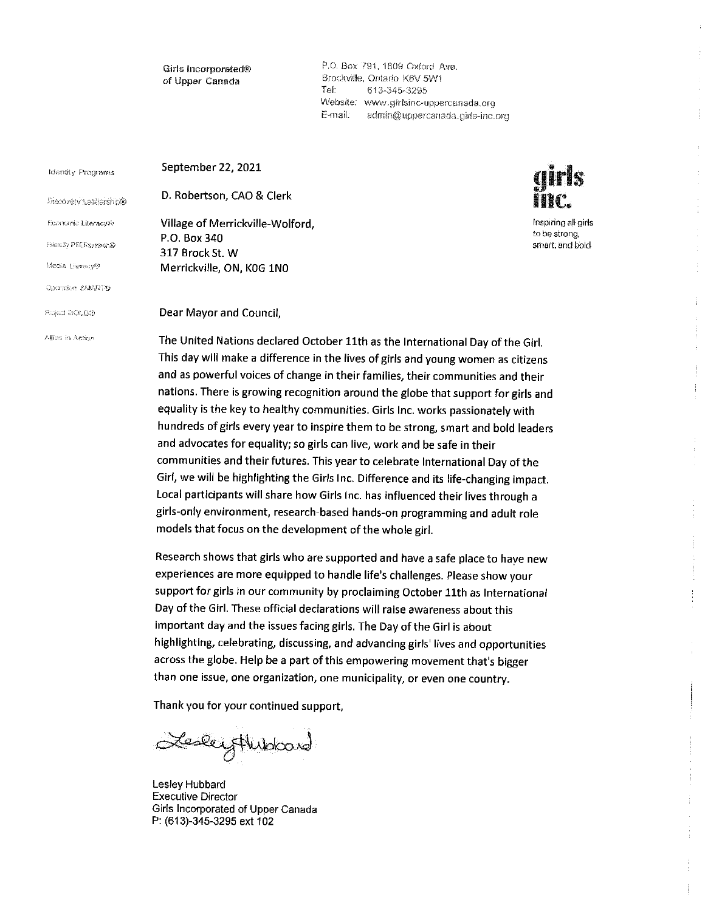Girls Incorporated®
of Upper Canada

P.O. Box 791, 1809 Oxford Ave.
Brockville, Ontario K6V 5W1
Tel: 613-345-3295
Website: www.girlsinc-uppercanada.org
E-mail: admin@uppercanada.girls-inc.org

girls inc.

Inspiring all girls to be strong, smart, and bold

Identity Programs
Discovery Leadership®
Economic Literacy®
Friendly PEERsuasion®
Media Literacy®
Operation SMART®
Project BOLD®
Allies in Action

September 22, 2021

D. Robertson, CAO & Clerk

Village of Merrickville-Wolford,
P.O. Box 340
317 Brock St. W
Merrickville, ON, K0G 1N0

Dear Mayor and Council,

The United Nations declared October 11th as the International Day of the Girl. This day will make a difference in the lives of girls and young women as citizens and as powerful voices of change in their families, their communities and their nations. There is growing recognition around the globe that support for girls and equality is the key to healthy communities. Girls Inc. works passionately with hundreds of girls every year to inspire them to be strong, smart and bold leaders and advocates for equality; so girls can live, work and be safe in their communities and their futures. This year to celebrate International Day of the Girl, we will be highlighting the Girls Inc. Difference and its life-changing impact. Local participants will share how Girls Inc. has influenced their lives through a girls-only environment, research-based hands-on programming and adult role models that focus on the development of the whole girl.

Research shows that girls who are supported and have a safe place to have new experiences are more equipped to handle life's challenges. Please show your support for girls in our community by proclaiming October 11th as International Day of the Girl. These official declarations will raise awareness about this important day and the issues facing girls. The Day of the Girl is about highlighting, celebrating, discussing, and advancing girls' lives and opportunities across the globe. Help be a part of this empowering movement that's bigger than one issue, one organization, one municipality, or even one country.

Thank you for your continued support,

Lesley Hubbard

Lesley Hubbard
Executive Director
Girls Incorporated of Upper Canada
P: (613)-345-3295 ext 102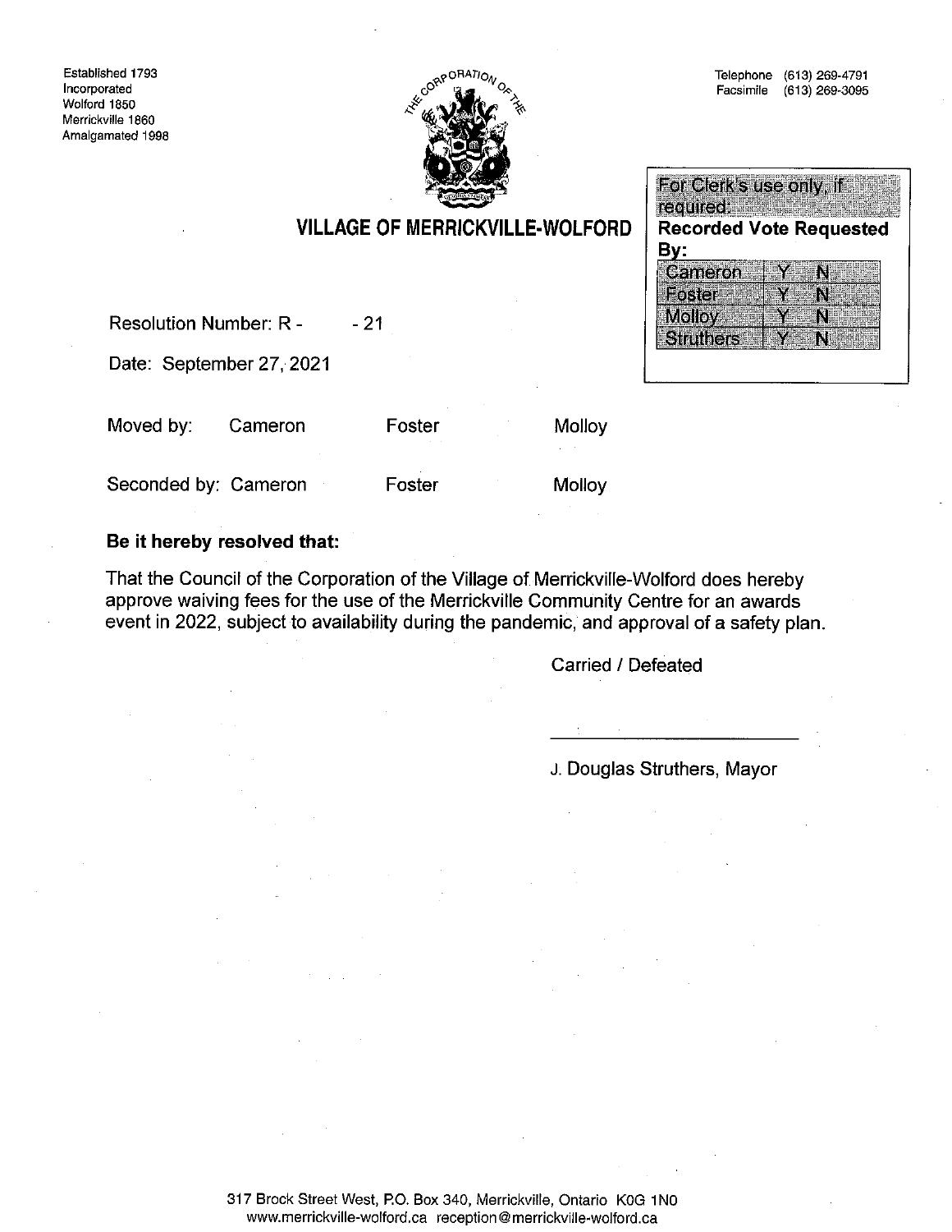Established 1793
Incorporated
Wolford 1850
Merrickville 1860
Amalgamated 1998

Telephone (613) 269-4791
Facsimile (613) 269-3095

## VILLAGE OF MERRICKVILLE-WOLFORD

| For Clerk's use only, if required: | | |
|---|---|---|
| **Recorded Vote Requested By:** | | |
| Cameron | Y | N |
| Foster | Y | N |
| Molloy | Y | N |
| Struthers | Y | N |

Resolution Number: R - &nbsp;&nbsp;&nbsp; - 21

Date: September 27, 2021

Moved by: Cameron Foster Molloy

Seconded by: Cameron Foster Molloy

**Be it hereby resolved that:**

That the Council of the Corporation of the Village of Merrickville-Wolford does hereby approve waiving fees for the use of the Merrickville Community Centre for an awards event in 2022, subject to availability during the pandemic, and approval of a safety plan.

Carried / Defeated

\_\_\_\_\_\_\_\_\_\_\_\_\_\_\_\_\_\_\_\_\_\_\_\_

J. Douglas Struthers, Mayor

317 Brock Street West, P.O. Box 340, Merrickville, Ontario K0G 1N0
www.merrickville-wolford.ca reception@merrickville-wolford.ca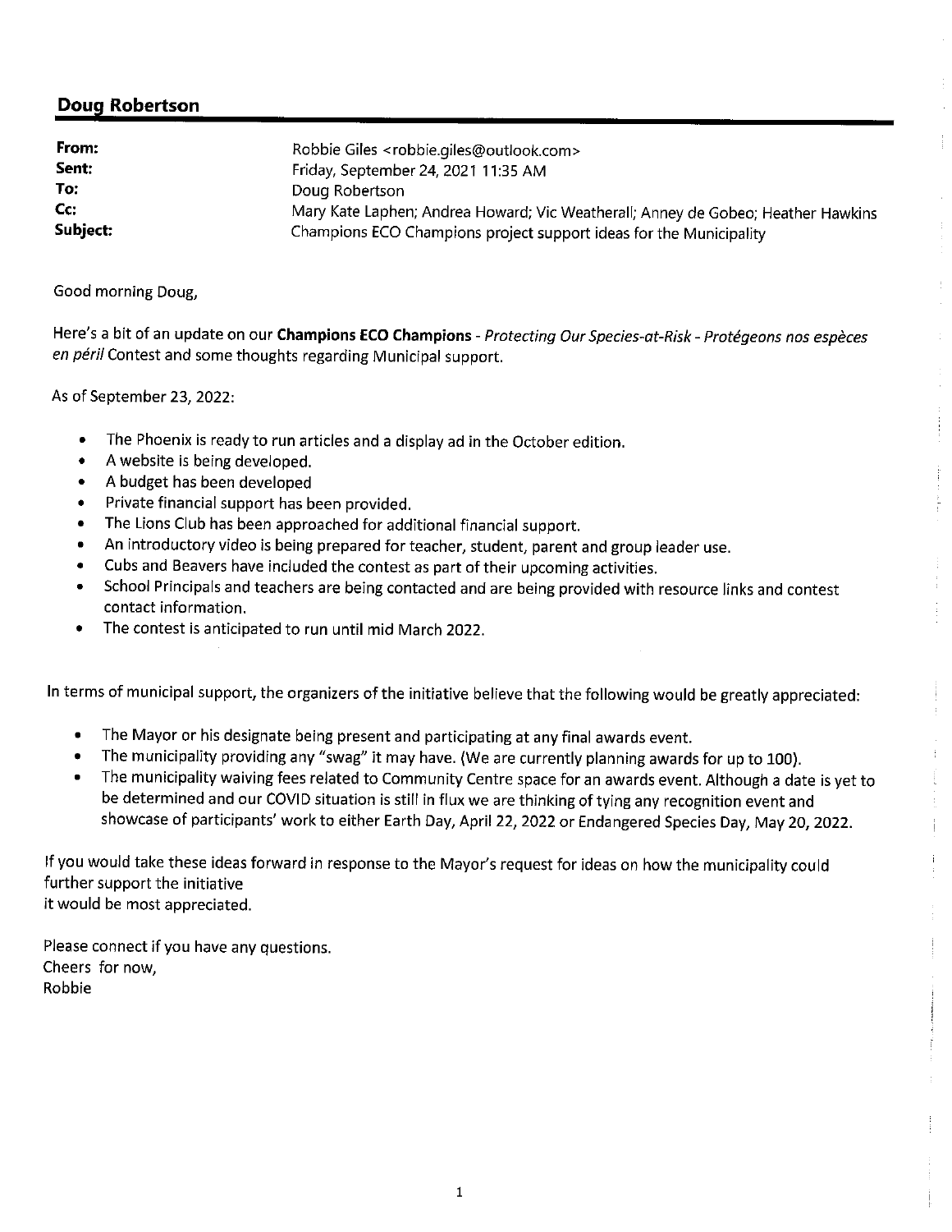## Doug Robertson

| | |
|---|---|
| **From:** | Robbie Giles <robbie.giles@outlook.com> |
| **Sent:** | Friday, September 24, 2021 11:35 AM |
| **To:** | Doug Robertson |
| **Cc:** | Mary Kate Laphen; Andrea Howard; Vic Weatherall; Anney de Gobeo; Heather Hawkins |
| **Subject:** | Champions ECO Champions project support ideas for the Municipality |

Good morning Doug,

Here's a bit of an update on our **Champions ECO Champions** - *Protecting Our Species-at-Risk - Protégeons nos espèces en péril* Contest and some thoughts regarding Municipal support.

As of September 23, 2022:

- The Phoenix is ready to run articles and a display ad in the October edition.
- A website is being developed.
- A budget has been developed
- Private financial support has been provided.
- The Lions Club has been approached for additional financial support.
- An introductory video is being prepared for teacher, student, parent and group leader use.
- Cubs and Beavers have included the contest as part of their upcoming activities.
- School Principals and teachers are being contacted and are being provided with resource links and contest contact information.
- The contest is anticipated to run until mid March 2022.

In terms of municipal support, the organizers of the initiative believe that the following would be greatly appreciated:

- The Mayor or his designate being present and participating at any final awards event.
- The municipality providing any "swag" it may have. (We are currently planning awards for up to 100).
- The municipality waiving fees related to Community Centre space for an awards event. Although a date is yet to be determined and our COVID situation is still in flux we are thinking of tying any recognition event and showcase of participants' work to either Earth Day, April 22, 2022 or Endangered Species Day, May 20, 2022.

If you would take these ideas forward in response to the Mayor's request for ideas on how the municipality could further support the initiative
it would be most appreciated.

Please connect if you have any questions.
Cheers for now,
Robbie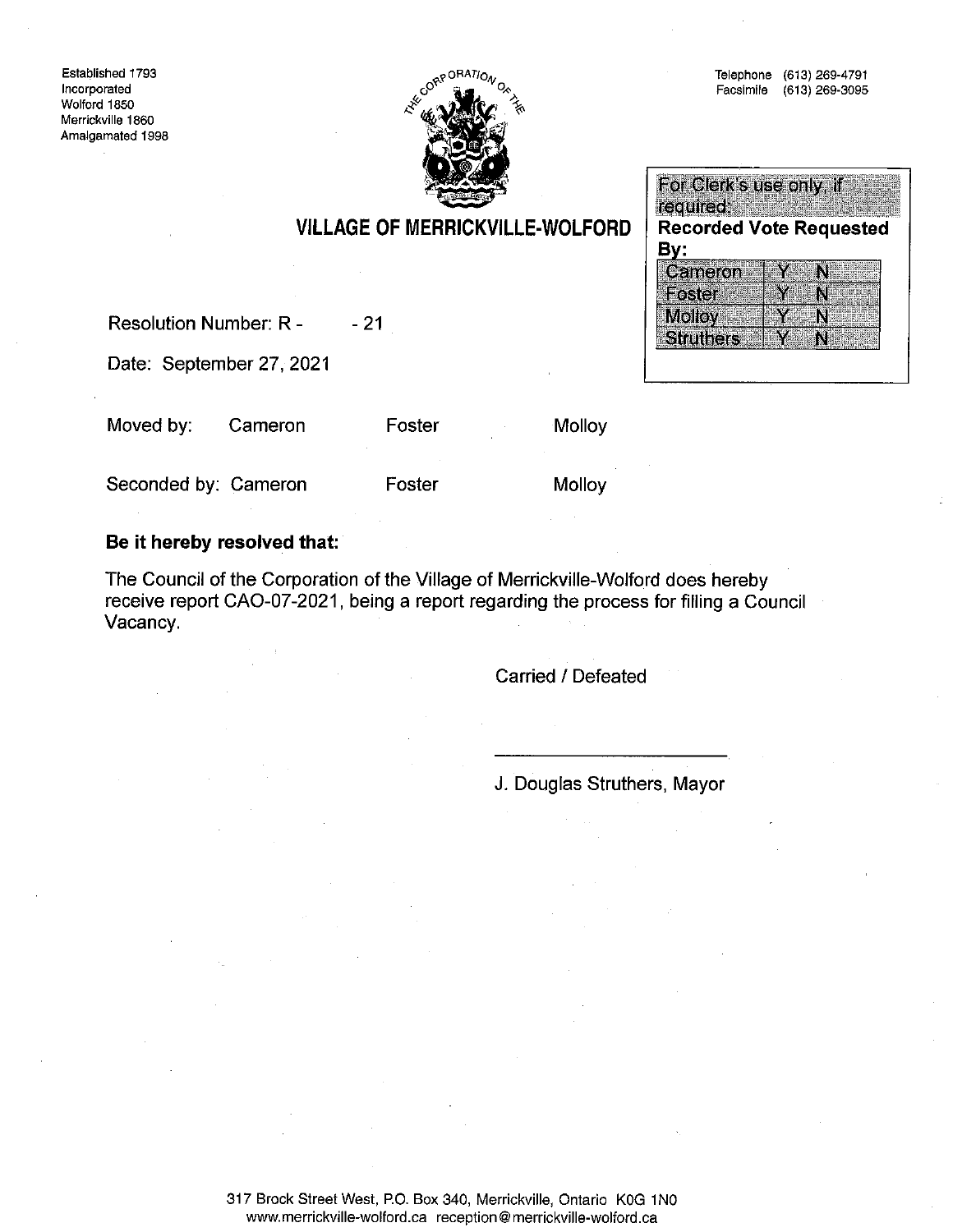Established 1793
Incorporated
Wolford 1850
Merrickville 1860
Amalgamated 1998

Telephone (613) 269-4791
Facsimile (613) 269-3095

## VILLAGE OF MERRICKVILLE-WOLFORD

For Clerk's use only, if required:

**Recorded Vote Requested By:**

| | | |
|---|---|---|
| Cameron | Y | N |
| Foster | Y | N |
| Molloy | Y | N |
| Struthers | Y | N |

Resolution Number: R - - 21

Date: September 27, 2021

Moved by: Cameron Foster Molloy

Seconded by: Cameron Foster Molloy

**Be it hereby resolved that:**

The Council of the Corporation of the Village of Merrickville-Wolford does hereby receive report CAO-07-2021, being a report regarding the process for filling a Council Vacancy.

Carried / Defeated

J. Douglas Struthers, Mayor

317 Brock Street West, P.O. Box 340, Merrickville, Ontario K0G 1N0
www.merrickville-wolford.ca reception@merrickville-wolford.ca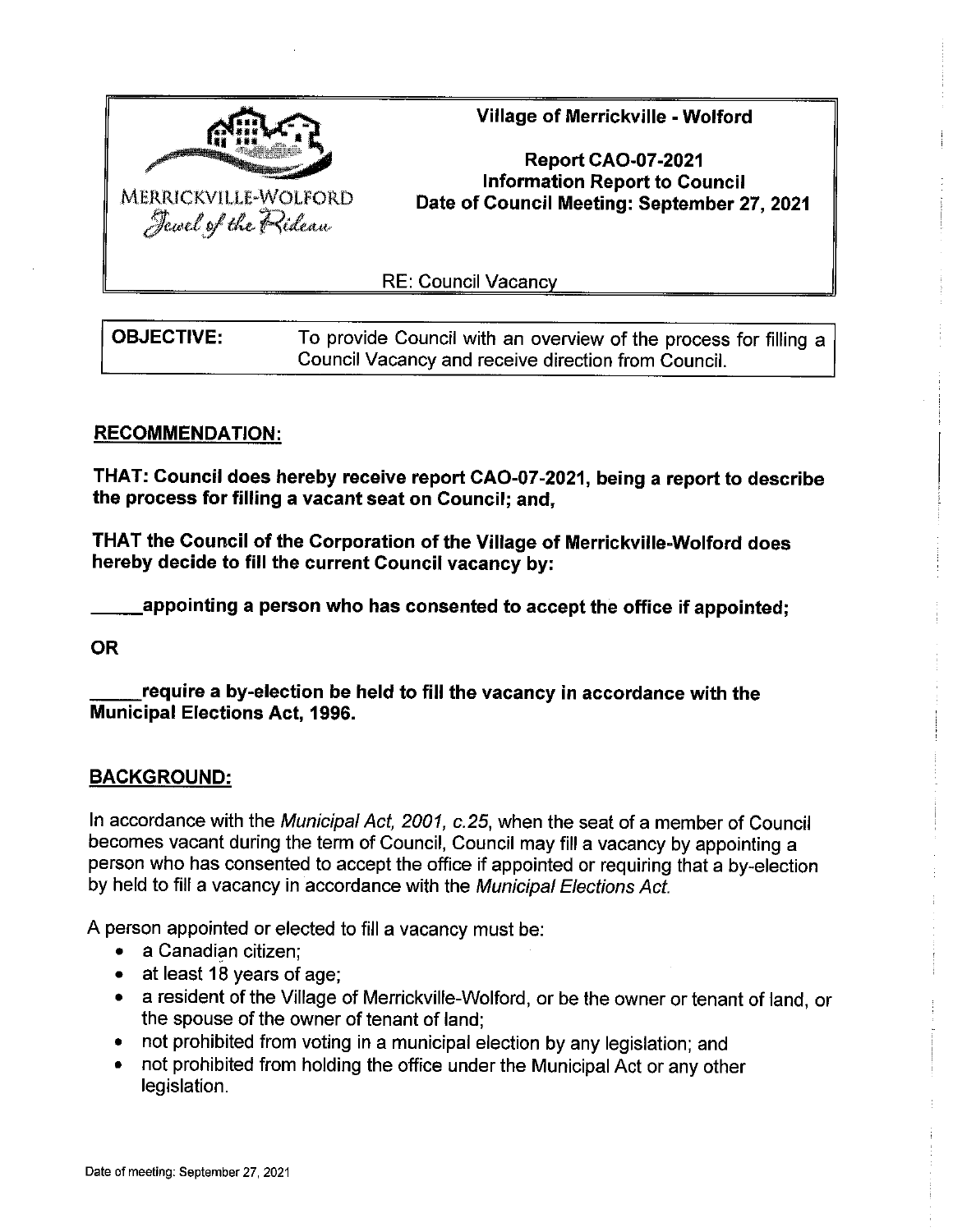MERRICKVILLE-WOLFORD
*Jewel of the Rideau*

**Village of Merrickville - Wolford**

**Report CAO-07-2021**
**Information Report to Council**
**Date of Council Meeting: September 27, 2021**

RE: Council Vacancy

| **OBJECTIVE:** | To provide Council with an overview of the process for filling a Council Vacancy and receive direction from Council. |
|---|---|

## RECOMMENDATION:

**THAT: Council does hereby receive report CAO-07-2021, being a report to describe the process for filling a vacant seat on Council; and,**

**THAT the Council of the Corporation of the Village of Merrickville-Wolford does hereby decide to fill the current Council vacancy by:**

**_____appointing a person who has consented to accept the office if appointed;**

**OR**

**_____require a by-election be held to fill the vacancy in accordance with the Municipal Elections Act, 1996.**

## BACKGROUND:

In accordance with the *Municipal Act, 2001, c.25*, when the seat of a member of Council becomes vacant during the term of Council, Council may fill a vacancy by appointing a person who has consented to accept the office if appointed or requiring that a by-election by held to fill a vacancy in accordance with the *Municipal Elections Act.*

A person appointed or elected to fill a vacancy must be:

- a Canadian citizen;
- at least 18 years of age;
- a resident of the Village of Merrickville-Wolford, or be the owner or tenant of land, or the spouse of the owner of tenant of land;
- not prohibited from voting in a municipal election by any legislation; and
- not prohibited from holding the office under the Municipal Act or any other legislation.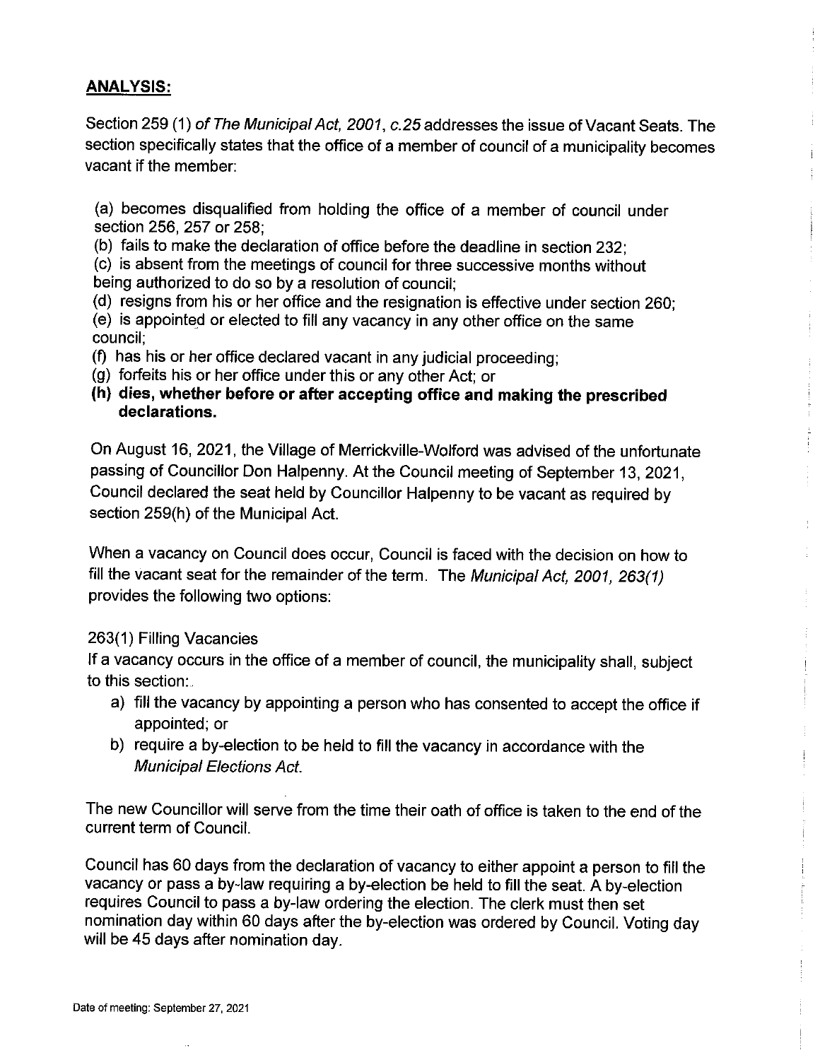## **ANALYSIS:**

Section 259 (1) *of The Municipal Act, 2001, c.25* addresses the issue of Vacant Seats. The section specifically states that the office of a member of council of a municipality becomes vacant if the member:

(a) becomes disqualified from holding the office of a member of council under section 256, 257 or 258;
(b) fails to make the declaration of office before the deadline in section 232;
(c) is absent from the meetings of council for three successive months without being authorized to do so by a resolution of council;
(d) resigns from his or her office and the resignation is effective under section 260;
(e) is appointed or elected to fill any vacancy in any other office on the same council;
(f) has his or her office declared vacant in any judicial proceeding;
(g) forfeits his or her office under this or any other Act; or
**(h) dies, whether before or after accepting office and making the prescribed declarations.**

On August 16, 2021, the Village of Merrickville-Wolford was advised of the unfortunate passing of Councillor Don Halpenny. At the Council meeting of September 13, 2021, Council declared the seat held by Councillor Halpenny to be vacant as required by section 259(h) of the Municipal Act.

When a vacancy on Council does occur, Council is faced with the decision on how to fill the vacant seat for the remainder of the term. The *Municipal Act, 2001, 263(1)* provides the following two options:

263(1) Filling Vacancies
If a vacancy occurs in the office of a member of council, the municipality shall, subject to this section:

a) fill the vacancy by appointing a person who has consented to accept the office if appointed; or
b) require a by-election to be held to fill the vacancy in accordance with the *Municipal Elections Act.*

The new Councillor will serve from the time their oath of office is taken to the end of the current term of Council.

Council has 60 days from the declaration of vacancy to either appoint a person to fill the vacancy or pass a by-law requiring a by-election be held to fill the seat. A by-election requires Council to pass a by-law ordering the election. The clerk must then set nomination day within 60 days after the by-election was ordered by Council. Voting day will be 45 days after nomination day.

Date of meeting: September 27, 2021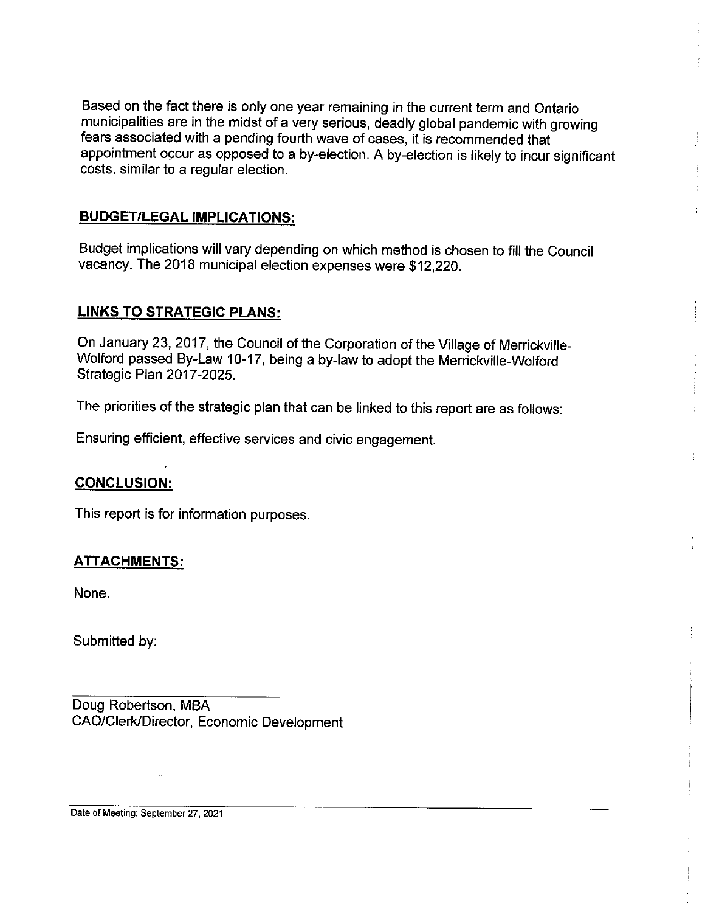Based on the fact there is only one year remaining in the current term and Ontario municipalities are in the midst of a very serious, deadly global pandemic with growing fears associated with a pending fourth wave of cases, it is recommended that appointment occur as opposed to a by-election. A by-election is likely to incur significant costs, similar to a regular election.

## BUDGET/LEGAL IMPLICATIONS:

Budget implications will vary depending on which method is chosen to fill the Council vacancy. The 2018 municipal election expenses were $12,220.

## LINKS TO STRATEGIC PLANS:

On January 23, 2017, the Council of the Corporation of the Village of Merrickville-Wolford passed By-Law 10-17, being a by-law to adopt the Merrickville-Wolford Strategic Plan 2017-2025.

The priorities of the strategic plan that can be linked to this report are as follows:

Ensuring efficient, effective services and civic engagement.

## CONCLUSION:

This report is for information purposes.

## ATTACHMENTS:

None.

Submitted by:

Doug Robertson, MBA
CAO/Clerk/Director, Economic Development

Date of Meeting: September 27, 2021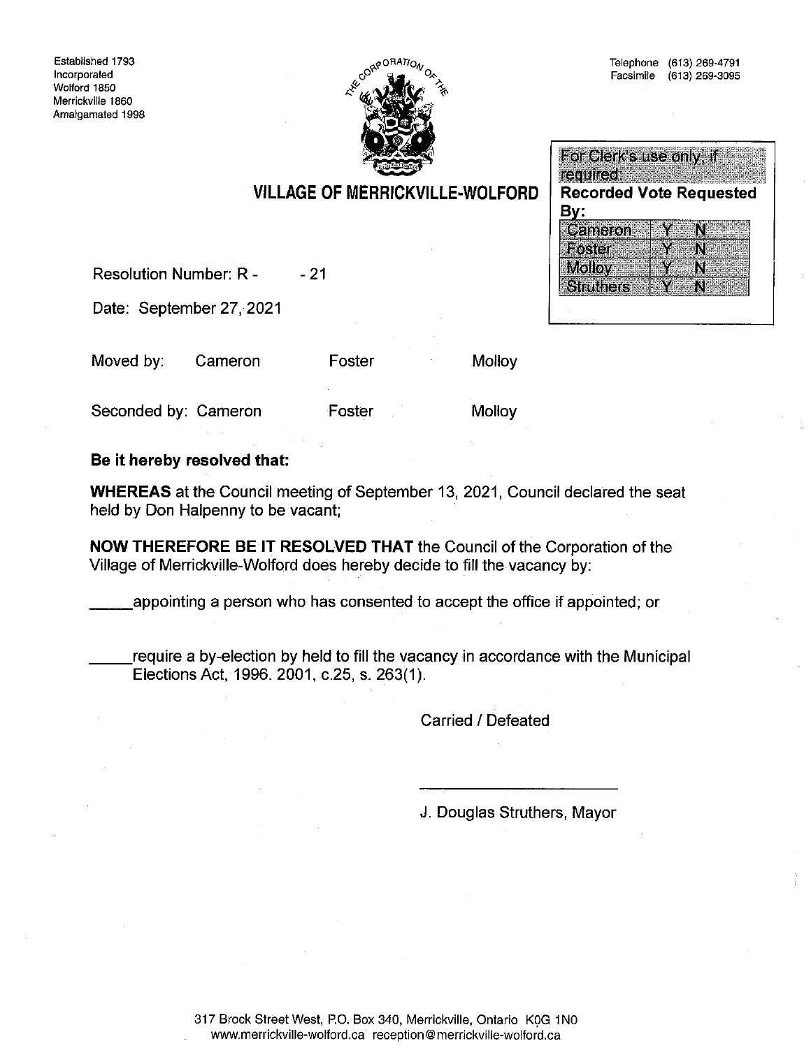Established 1793
Incorporated
Wolford 1850
Merrickville 1860
Amalgamated 1998

Telephone (613) 269-4791
Facsimile (613) 269-3095

# VILLAGE OF MERRICKVILLE-WOLFORD

For Clerk's use only, if required:

**Recorded Vote Requested By:**

| | | |
|---|---|---|
| Cameron | Y | N |
| Foster | Y | N |
| Molloy | Y | N |
| Struthers | Y | N |

Resolution Number: R - -21

Date: September 27, 2021

Moved by: Cameron Foster Molloy

Seconded by: Cameron Foster Molloy

**Be it hereby resolved that:**

**WHEREAS** at the Council meeting of September 13, 2021, Council declared the seat held by Don Halpenny to be vacant;

**NOW THEREFORE BE IT RESOLVED THAT** the Council of the Corporation of the Village of Merrickville-Wolford does hereby decide to fill the vacancy by:

_____appointing a person who has consented to accept the office if appointed; or

_____require a by-election by held to fill the vacancy in accordance with the Municipal Elections Act, 1996. 2001, c.25, s. 263(1).

Carried / Defeated

J. Douglas Struthers, Mayor

317 Brock Street West, P.O. Box 340, Merrickville, Ontario K0G 1N0
www.merrickville-wolford.ca reception@merrickville-wolford.ca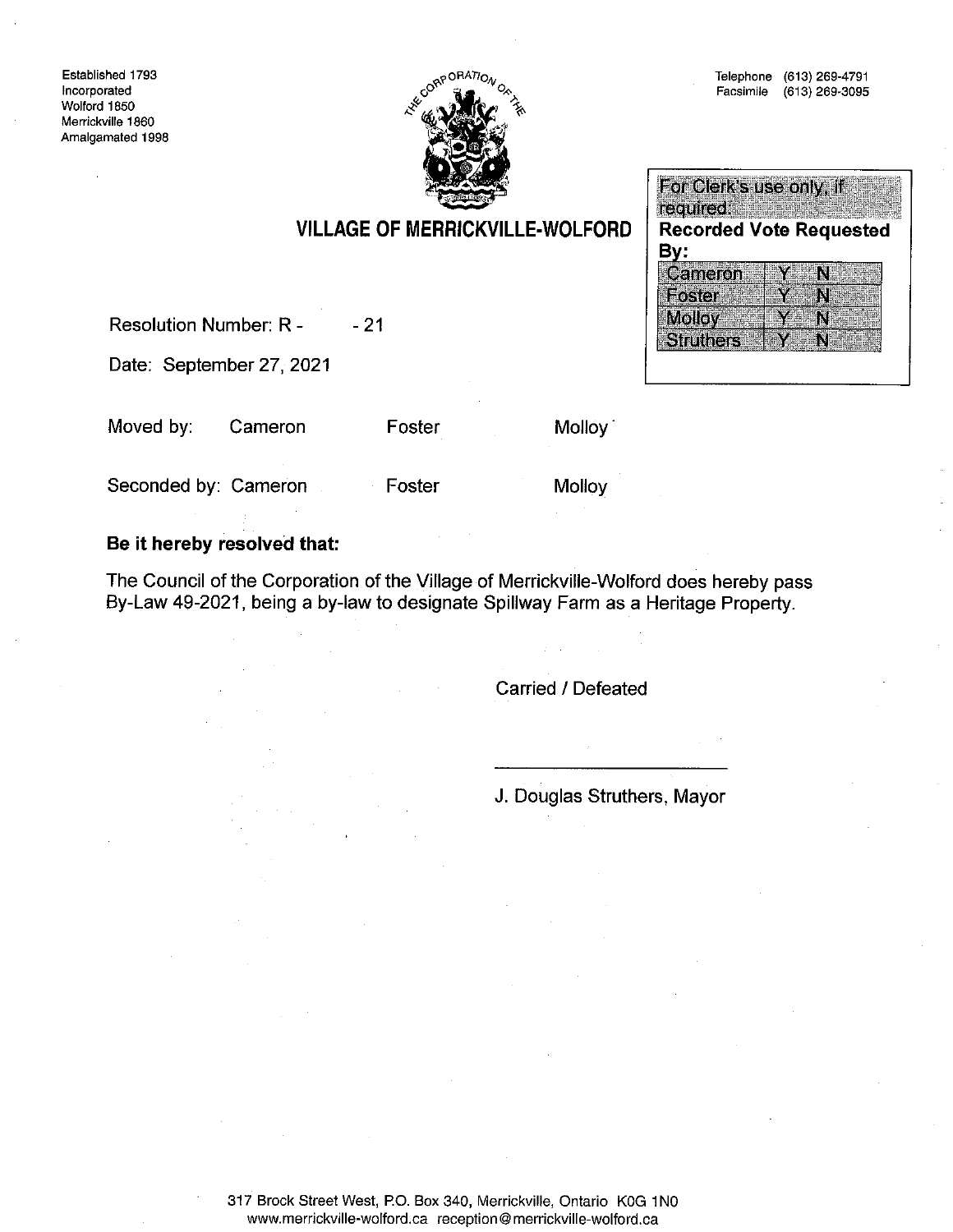Established 1793
Incorporated
Wolford 1850
Merrickville 1860
Amalgamated 1998

Telephone (613) 269-4791
Facsimile (613) 269-3095

## VILLAGE OF MERRICKVILLE-WOLFORD

| For Clerk's use only, if required. | | |
|---|---|---|
| **Recorded Vote Requested By:** | | |
| Cameron | Y | N |
| Foster | Y | N |
| Molloy | Y | N |
| Struthers | Y | N |

Resolution Number: R -    - 21

Date: September 27, 2021

Moved by: Cameron  Foster  Molloy

Seconded by: Cameron  Foster  Molloy

**Be it hereby resolved that:**

The Council of the Corporation of the Village of Merrickville-Wolford does hereby pass By-Law 49-2021, being a by-law to designate Spillway Farm as a Heritage Property.

Carried / Defeated

\_\_\_\_\_\_\_\_\_\_\_\_\_\_\_\_\_\_\_\_\_\_\_\_

J. Douglas Struthers, Mayor

317 Brock Street West, P.O. Box 340, Merrickville, Ontario K0G 1N0
www.merrickville-wolford.ca reception@merrickville-wolford.ca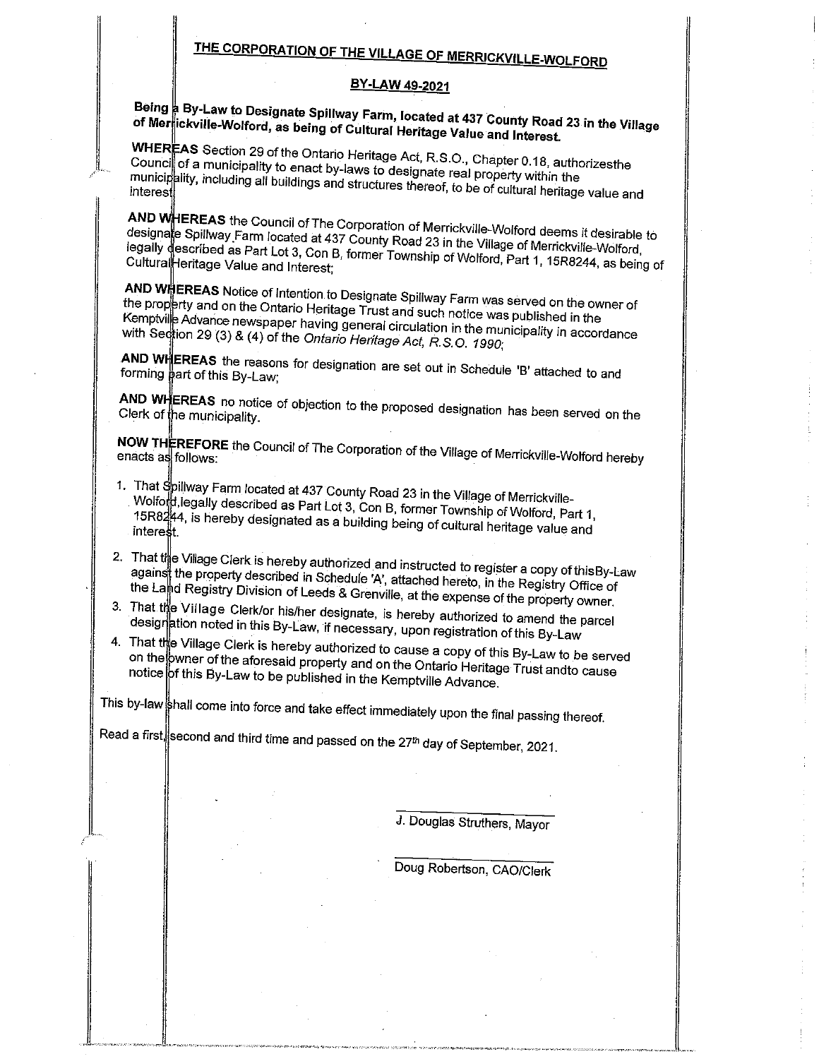# THE CORPORATION OF THE VILLAGE OF MERRICKVILLE-WOLFORD

## BY-LAW 49-2021

**Being a By-Law to Designate Spillway Farm, located at 437 County Road 23 in the Village of Merrickville-Wolford, as being of Cultural Heritage Value and Interest.**

**WHEREAS** Section 29 of the Ontario Heritage Act, R.S.O., Chapter 0.18, authorizesthe Council of a municipality to enact by-laws to designate real property within the municipality, including all buildings and structures thereof, to be of cultural heritage value and interest

**AND WHEREAS** the Council of The Corporation of Merrickville-Wolford deems it desirable to designate Spillway Farm located at 437 County Road 23 in the Village of Merrickville-Wolford, legally described as Part Lot 3, Con B, former Township of Wolford, Part 1, 15R8244, as being of Cultural Heritage Value and Interest;

**AND WHEREAS** Notice of Intention to Designate Spillway Farm was served on the owner of the property and on the Ontario Heritage Trust and such notice was published in the Kemptville Advance newspaper having general circulation in the municipality in accordance with Section 29 (3) & (4) of the *Ontario Heritage Act, R.S.O. 1990*;

**AND WHEREAS** the reasons for designation are set out in Schedule 'B' attached to and forming part of this By-Law;

**AND WHEREAS** no notice of objection to the proposed designation has been served on the Clerk of the municipality.

**NOW THEREFORE** the Council of The Corporation of the Village of Merrickville-Wolford hereby enacts as follows:

1. That Spillway Farm located at 437 County Road 23 in the Village of Merrickville-Wolford,legally described as Part Lot 3, Con B, former Township of Wolford, Part 1, 15R8244, is hereby designated as a building being of cultural heritage value and interest.
2. That the Village Clerk is hereby authorized and instructed to register a copy of thisBy-Law against the property described in Schedule 'A', attached hereto, in the Registry Office of the Land Registry Division of Leeds & Grenville, at the expense of the property owner.
3. That the Village Clerk/or his/her designate, is hereby authorized to amend the parcel designation noted in this By-Law, if necessary, upon registration of this By-Law
4. That the Village Clerk is hereby authorized to cause a copy of this By-Law to be served on the owner of the aforesaid property and on the Ontario Heritage Trust andto cause notice of this By-Law to be published in the Kemptville Advance.

This by-law shall come into force and take effect immediately upon the final passing thereof.

Read a first, second and third time and passed on the 27th day of September, 2021.

J. Douglas Struthers, Mayor

Doug Robertson, CAO/Clerk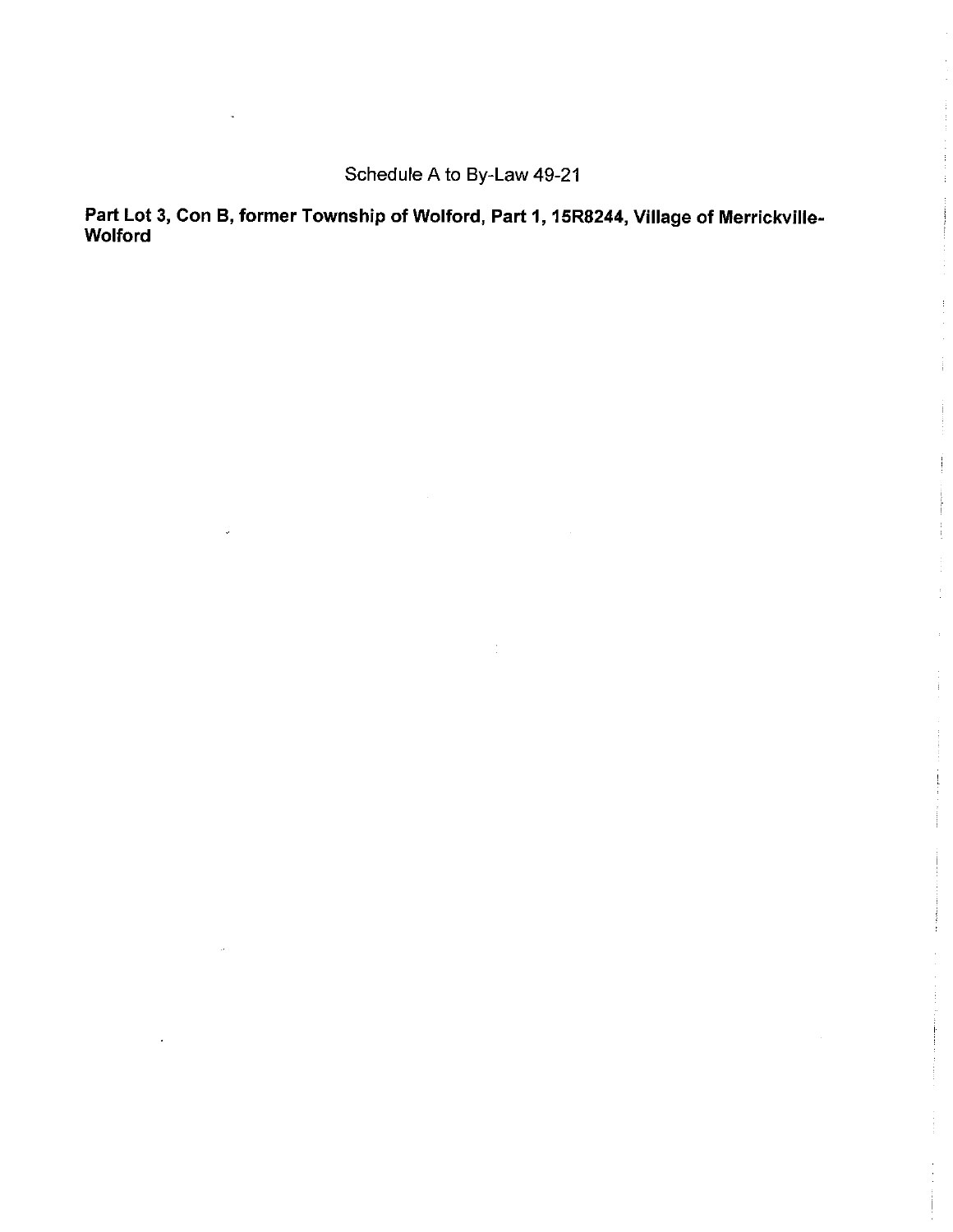Schedule A to By-Law 49-21

**Part Lot 3, Con B, former Township of Wolford, Part 1, 15R8244, Village of Merrickville-Wolford**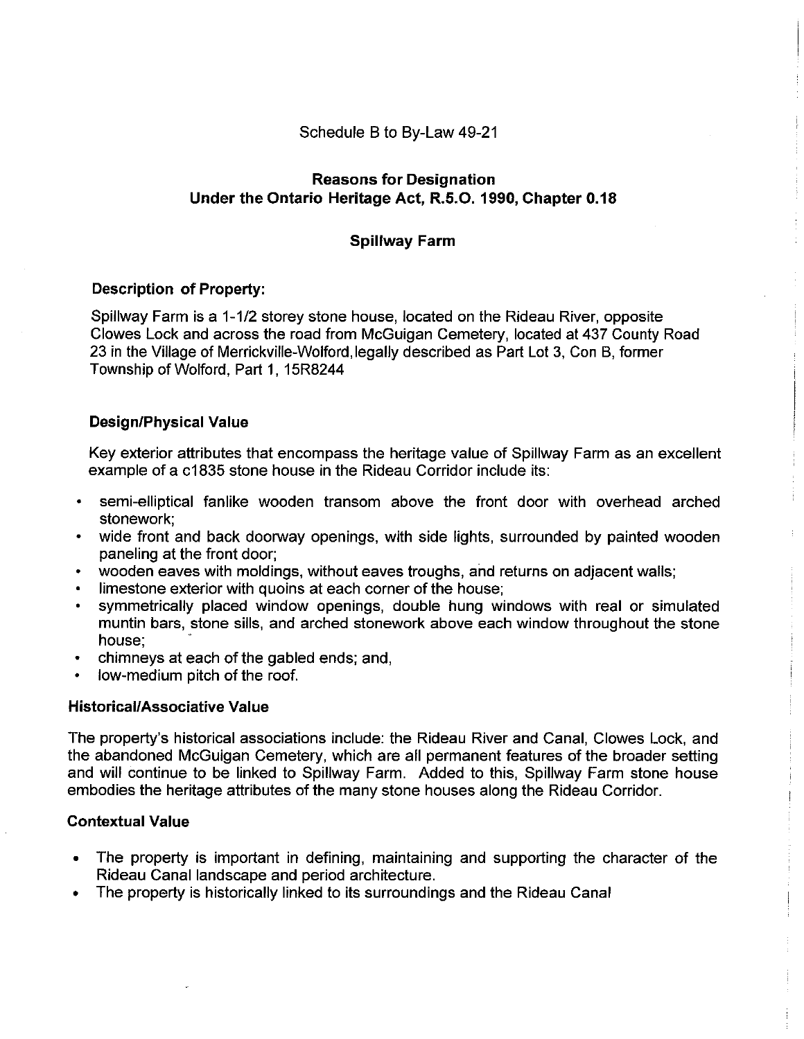Schedule B to By-Law 49-21

## Reasons for Designation
## Under the Ontario Heritage Act, R.S.O. 1990, Chapter 0.18

### Spillway Farm

**Description of Property:**

Spillway Farm is a 1-1/2 storey stone house, located on the Rideau River, opposite Clowes Lock and across the road from McGuigan Cemetery, located at 437 County Road 23 in the Village of Merrickville-Wolford, legally described as Part Lot 3, Con B, former Township of Wolford, Part 1, 15R8244

**Design/Physical Value**

Key exterior attributes that encompass the heritage value of Spillway Farm as an excellent example of a c1835 stone house in the Rideau Corridor include its:

- semi-elliptical fanlike wooden transom above the front door with overhead arched stonework;
- wide front and back doorway openings, with side lights, surrounded by painted wooden paneling at the front door;
- wooden eaves with moldings, without eaves troughs, and returns on adjacent walls;
- limestone exterior with quoins at each corner of the house;
- symmetrically placed window openings, double hung windows with real or simulated muntin bars, stone sills, and arched stonework above each window throughout the stone house;
- chimneys at each of the gabled ends; and,
- low-medium pitch of the roof.

**Historical/Associative Value**

The property's historical associations include: the Rideau River and Canal, Clowes Lock, and the abandoned McGuigan Cemetery, which are all permanent features of the broader setting and will continue to be linked to Spillway Farm. Added to this, Spillway Farm stone house embodies the heritage attributes of the many stone houses along the Rideau Corridor.

**Contextual Value**

- The property is important in defining, maintaining and supporting the character of the Rideau Canal landscape and period architecture.
- The property is historically linked to its surroundings and the Rideau Canal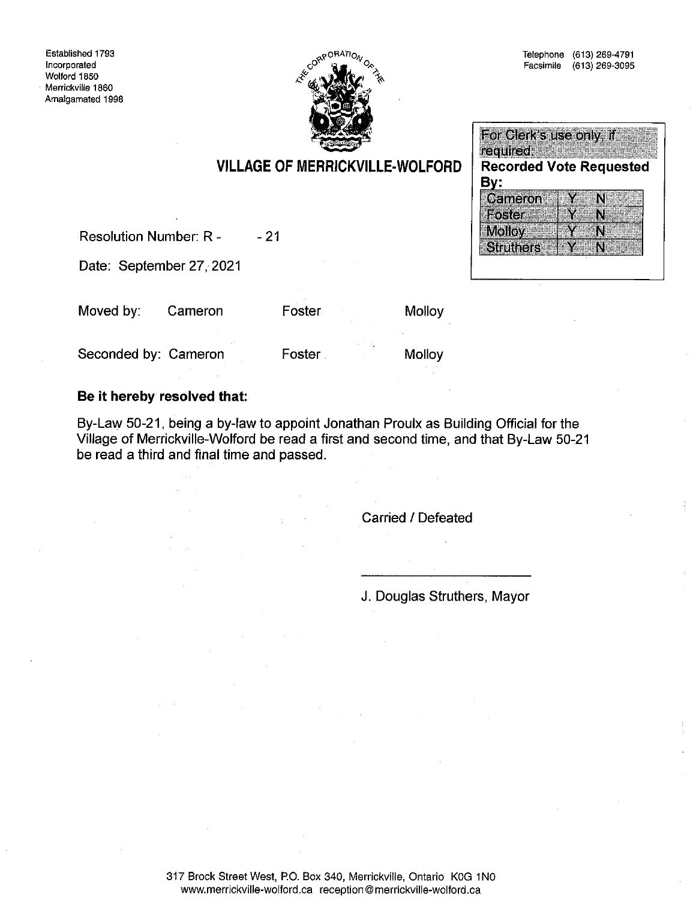Established 1793
Incorporated
Wolford 1850
Merrickville 1860
Amalgamated 1998

THE CORPORATION OF THE

Telephone (613) 269-4791
Facsimile (613) 269-3095

## VILLAGE OF MERRICKVILLE-WOLFORD

For Clerk's use only, if required:

**Recorded Vote Requested By:**

| | | |
|---|---|---|
| Cameron | Y | N |
| Foster | Y | N |
| Molloy | Y | N |
| Struthers | Y | N |

Resolution Number: R - &nbsp;&nbsp;&nbsp;&nbsp; - 21

Date: September 27, 2021

Moved by: Cameron &nbsp;&nbsp;&nbsp;&nbsp; Foster &nbsp;&nbsp;&nbsp;&nbsp; Molloy

Seconded by: Cameron &nbsp;&nbsp;&nbsp;&nbsp; Foster &nbsp;&nbsp;&nbsp;&nbsp; Molloy

**Be it hereby resolved that:**

By-Law 50-21, being a by-law to appoint Jonathan Proulx as Building Official for the Village of Merrickville-Wolford be read a first and second time, and that By-Law 50-21 be read a third and final time and passed.

Carried / Defeated

J. Douglas Struthers, Mayor

317 Brock Street West, P.O. Box 340, Merrickville, Ontario K0G 1N0
www.merrickville-wolford.ca reception@merrickville-wolford.ca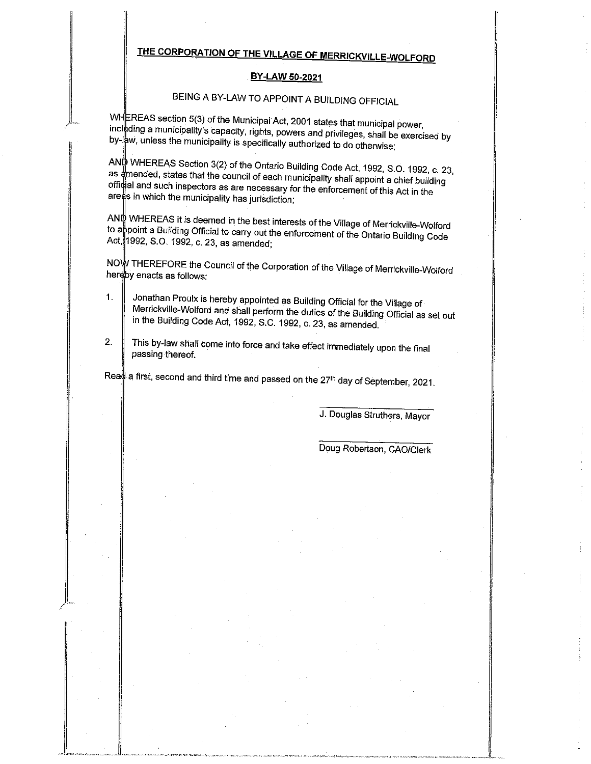# THE CORPORATION OF THE VILLAGE OF MERRICKVILLE-WOLFORD

## BY-LAW 50-2021

### BEING A BY-LAW TO APPOINT A BUILDING OFFICIAL

WHEREAS section 5(3) of the Municipal Act, 2001 states that municipal power, including a municipality's capacity, rights, powers and privileges, shall be exercised by by-law, unless the municipality is specifically authorized to do otherwise;

AND WHEREAS Section 3(2) of the Ontario Building Code Act, 1992, S.O. 1992, c. 23, as amended, states that the council of each municipality shall appoint a chief building official and such inspectors as are necessary for the enforcement of this Act in the areas in which the municipality has jurisdiction;

AND WHEREAS it is deemed in the best interests of the Village of Merrickville-Wolford to appoint a Building Official to carry out the enforcement of the Ontario Building Code Act, 1992, S.O. 1992, c. 23, as amended;

NOW THEREFORE the Council of the Corporation of the Village of Merrickville-Wolford hereby enacts as follows:

1. Jonathan Proulx is hereby appointed as Building Official for the Village of Merrickville-Wolford and shall perform the duties of the Building Official as set out in the Building Code Act, 1992, S.C. 1992, c. 23, as amended.

2. This by-law shall come into force and take effect immediately upon the final passing thereof.

Read a first, second and third time and passed on the 27th day of September, 2021.

J. Douglas Struthers, Mayor

Doug Robertson, CAO/Clerk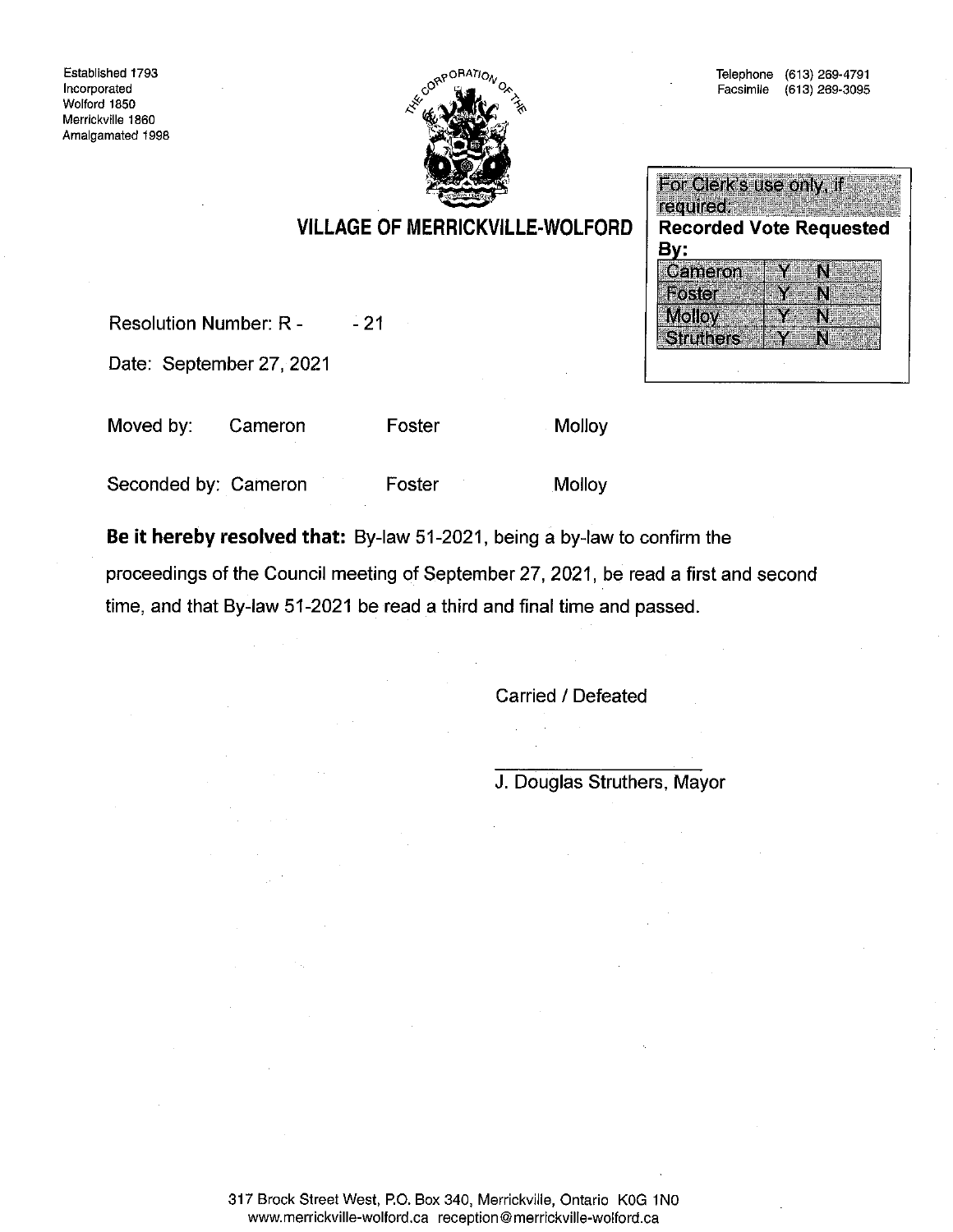Established 1793
Incorporated
Wolford 1850
Merrickville 1860
Amalgamated 1998

Telephone (613) 269-4791
Facsimile (613) 269-3095

## VILLAGE OF MERRICKVILLE-WOLFORD

| For Clerk's use only, if required: | |
|---|---|
| **Recorded Vote Requested By:** | |
| Cameron | Y N |
| Foster | Y N |
| Molloy | Y N |
| Struthers | Y N |

Resolution Number: R - - 21

Date: September 27, 2021

Moved by: Cameron Foster Molloy

Seconded by: Cameron Foster Molloy

**Be it hereby resolved that:** By-law 51-2021, being a by-law to confirm the proceedings of the Council meeting of September 27, 2021, be read a first and second time, and that By-law 51-2021 be read a third and final time and passed.

Carried / Defeated

J. Douglas Struthers, Mayor

317 Brock Street West, P.O. Box 340, Merrickville, Ontario K0G 1N0
www.merrickville-wolford.ca reception@merrickville-wolford.ca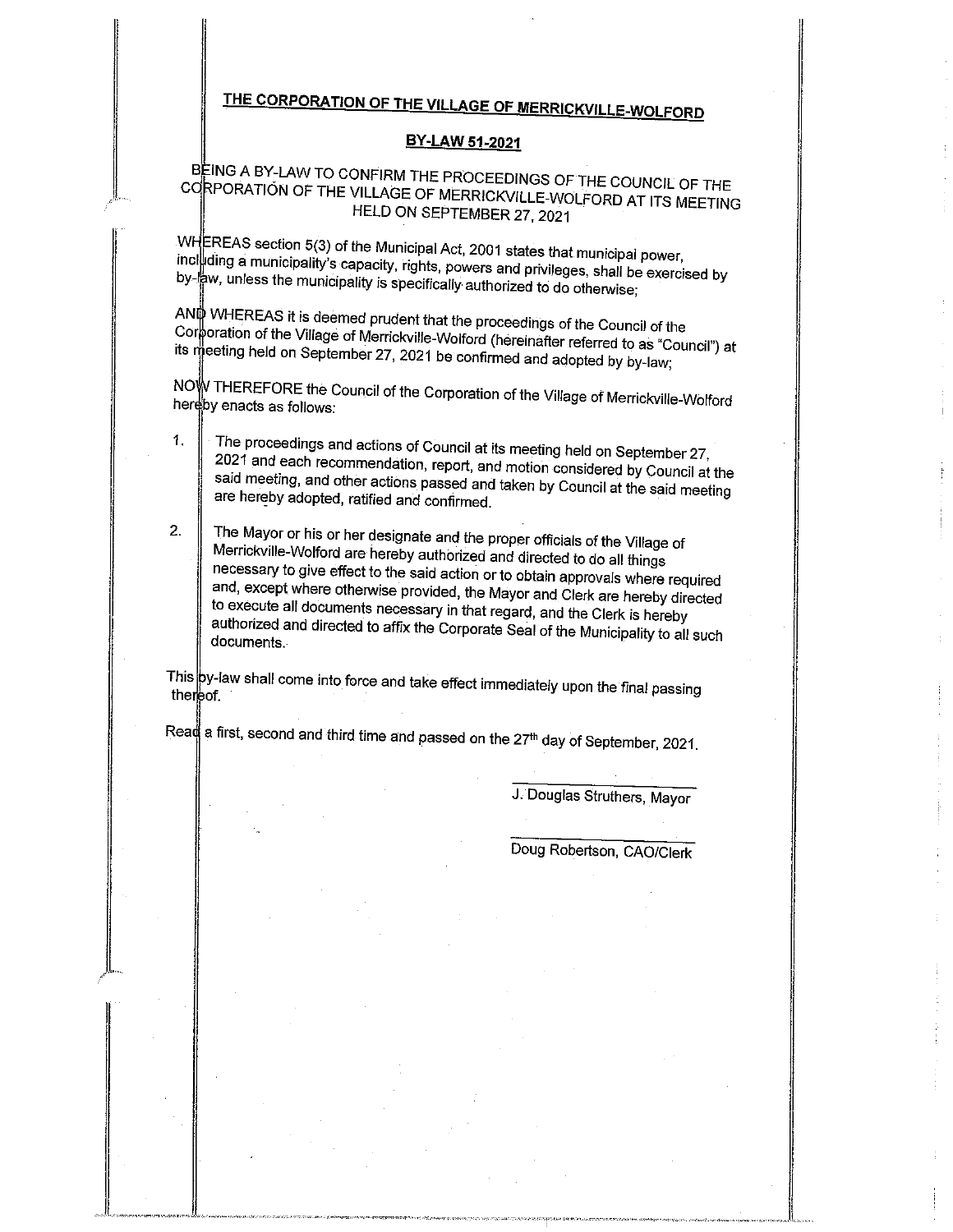# THE CORPORATION OF THE VILLAGE OF MERRICKVILLE-WOLFORD

## BY-LAW 51-2021

BEING A BY-LAW TO CONFIRM THE PROCEEDINGS OF THE COUNCIL OF THE CORPORATION OF THE VILLAGE OF MERRICKVILLE-WOLFORD AT ITS MEETING HELD ON SEPTEMBER 27, 2021

WHEREAS section 5(3) of the Municipal Act, 2001 states that municipal power, including a municipality's capacity, rights, powers and privileges, shall be exercised by by-law, unless the municipality is specifically authorized to do otherwise;

AND WHEREAS it is deemed prudent that the proceedings of the Council of the Corporation of the Village of Merrickville-Wolford (hereinafter referred to as "Council") at its meeting held on September 27, 2021 be confirmed and adopted by by-law;

NOW THEREFORE the Council of the Corporation of the Village of Merrickville-Wolford hereby enacts as follows:

1. The proceedings and actions of Council at its meeting held on September 27, 2021 and each recommendation, report, and motion considered by Council at the said meeting, and other actions passed and taken by Council at the said meeting are hereby adopted, ratified and confirmed.

2. The Mayor or his or her designate and the proper officials of the Village of Merrickville-Wolford are hereby authorized and directed to do all things necessary to give effect to the said action or to obtain approvals where required and, except where otherwise provided, the Mayor and Clerk are hereby directed to execute all documents necessary in that regard, and the Clerk is hereby authorized and directed to affix the Corporate Seal of the Municipality to all such documents.

This by-law shall come into force and take effect immediately upon the final passing thereof.

Read a first, second and third time and passed on the 27th day of September, 2021.

J. Douglas Struthers, Mayor

Doug Robertson, CAO/Clerk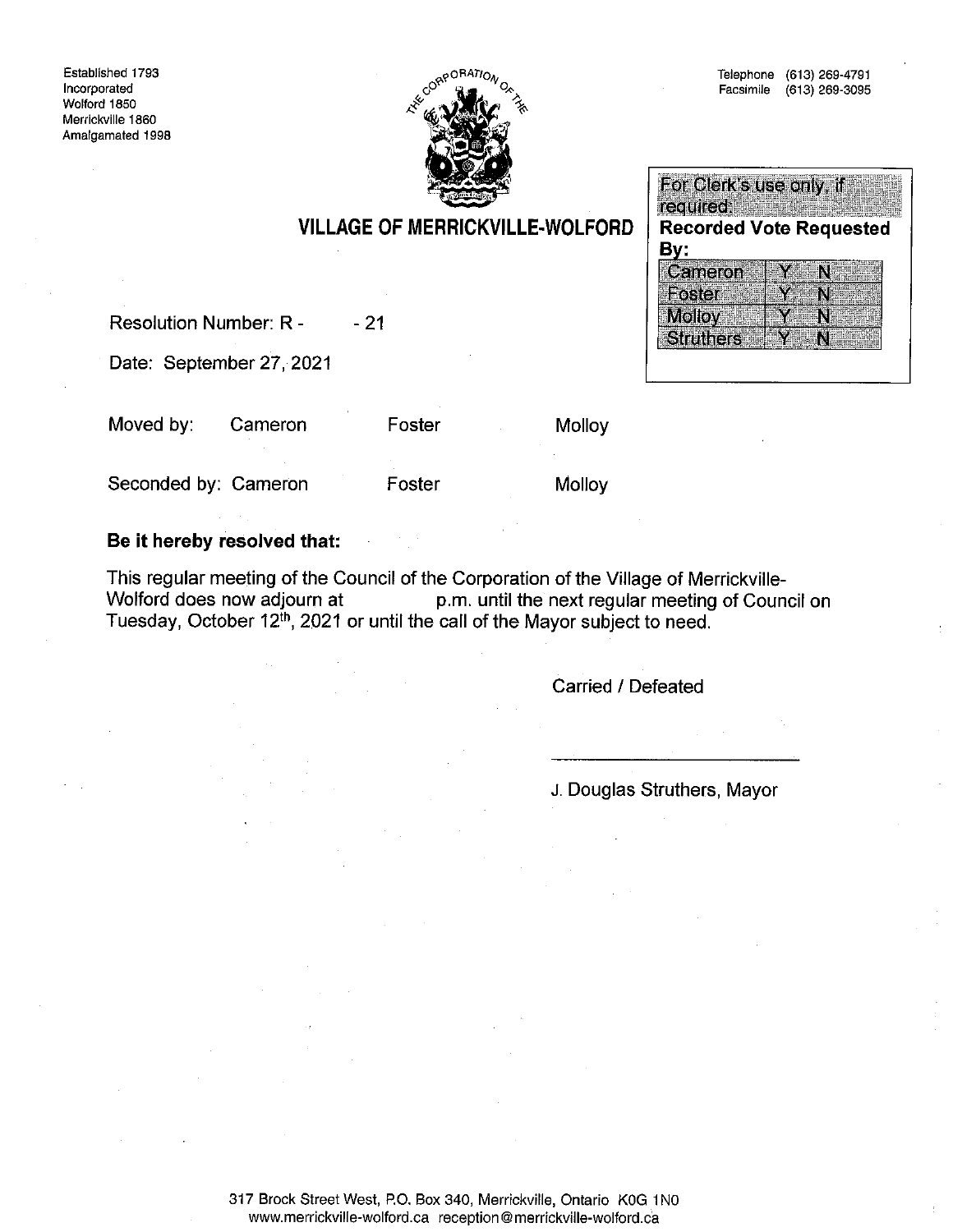Established 1793
Incorporated
Wolford 1850
Merrickville 1860
Amalgamated 1998

Telephone (613) 269-4791
Facsimile (613) 269-3095

## VILLAGE OF MERRICKVILLE-WOLFORD

| For Clerk's use only, if required: | |
|---|---|
| **Recorded Vote Requested By:** | |
| Cameron | Y N |
| Foster | Y N |
| Molloy | Y N |
| Struthers | Y N |

Resolution Number: R - - 21

Date: September 27, 2021

Moved by: Cameron Foster Molloy

Seconded by: Cameron Foster Molloy

**Be it hereby resolved that:**

This regular meeting of the Council of the Corporation of the Village of Merrickville-Wolford does now adjourn at p.m. until the next regular meeting of Council on Tuesday, October 12th, 2021 or until the call of the Mayor subject to need.

Carried / Defeated

J. Douglas Struthers, Mayor

317 Brock Street West, P.O. Box 340, Merrickville, Ontario K0G 1N0
www.merrickville-wolford.ca reception@merrickville-wolford.ca